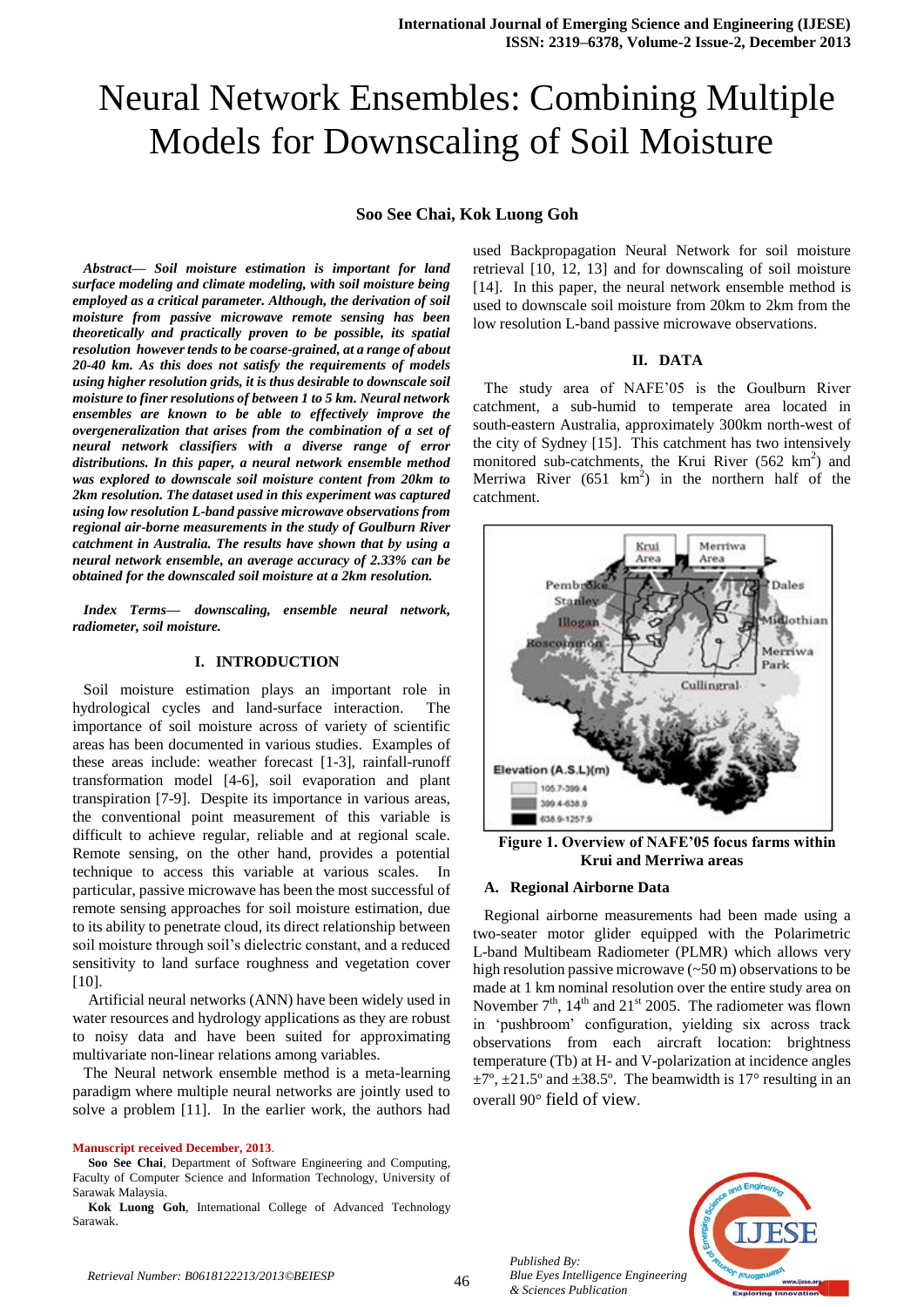# Neural Network Ensembles: Combining Multiple Models for Downscaling of Soil Moisture

**Soo See Chai, Kok Luong Goh**

***Abstract*— *Soil moisture estimation is important for land surface modeling and climate modeling, with soil moisture being employed as a critical parameter. Although, the derivation of soil moisture from passive microwave remote sensing has been theoretically and practically proven to be possible, its spatial resolution however tends to be coarse-grained, at a range of about 20-40 km. As this does not satisfy the requirements of models using higher resolution grids, it is thus desirable to downscale soil moisture to finer resolutions of between 1 to 5 km. Neural network ensembles are known to be able to effectively improve the overgeneralization that arises from the combination of a set of neural network classifiers with a diverse range of error distributions. In this paper, a neural network ensemble method was explored to downscale soil moisture content from 20km to 2km resolution. The dataset used in this experiment was captured using low resolution L-band passive microwave observations from regional air-borne measurements in the study of Goulburn River catchment in Australia. The results have shown that by using a neural network ensemble, an average accuracy of 2.33% can be obtained for the downscaled soil moisture at a 2km resolution.***

***Index Terms*— *downscaling, ensemble neural network, radiometer, soil moisture.***

## I. INTRODUCTION

Soil moisture estimation plays an important role in hydrological cycles and land-surface interaction. The importance of soil moisture across of variety of scientific areas has been documented in various studies. Examples of these areas include: weather forecast [1-3], rainfall-runoff transformation model [4-6], soil evaporation and plant transpiration [7-9]. Despite its importance in various areas, the conventional point measurement of this variable is difficult to achieve regular, reliable and at regional scale. Remote sensing, on the other hand, provides a potential technique to access this variable at various scales. In particular, passive microwave has been the most successful of remote sensing approaches for soil moisture estimation, due to its ability to penetrate cloud, its direct relationship between soil moisture through soil's dielectric constant, and a reduced sensitivity to land surface roughness and vegetation cover [10].

Artificial neural networks (ANN) have been widely used in water resources and hydrology applications as they are robust to noisy data and have been suited for approximating multivariate non-linear relations among variables.

The Neural network ensemble method is a meta-learning paradigm where multiple neural networks are jointly used to solve a problem [11]. In the earlier work, the authors had used Backpropagation Neural Network for soil moisture retrieval [10, 12, 13] and for downscaling of soil moisture [14]. In this paper, the neural network ensemble method is used to downscale soil moisture from 20km to 2km from the low resolution L-band passive microwave observations.

## II. DATA

The study area of NAFE'05 is the Goulburn River catchment, a sub-humid to temperate area located in south-eastern Australia, approximately 300km north-west of the city of Sydney [15]. This catchment has two intensively monitored sub-catchments, the Krui River (562 $km^2$) and Merriwa River (651 $km^2$) in the northern half of the catchment.

**Figure 1. Overview of NAFE'05 focus farms within Krui and Merriwa areas**

### A. Regional Airborne Data

Regional airborne measurements had been made using a two-seater motor glider equipped with the Polarimetric L-band Multibeam Radiometer (PLMR) which allows very high resolution passive microwave (~50 m) observations to be made at 1 km nominal resolution over the entire study area on November 7th, 14th and 21st 2005. The radiometer was flown in 'pushbroom' configuration, yielding six across track observations from each aircraft location: brightness temperature (Tb) at H- and V-polarization at incidence angles ±7º, ±21.5º and ±38.5º. The beamwidth is 17° resulting in an overall 90° field of view.

**Manuscript received December, 2013.**

**Soo See Chai**, Department of Software Engineering and Computing, Faculty of Computer Science and Information Technology, University of Sarawak Malaysia.

**Kok Luong Goh**, International College of Advanced Technology Sarawak.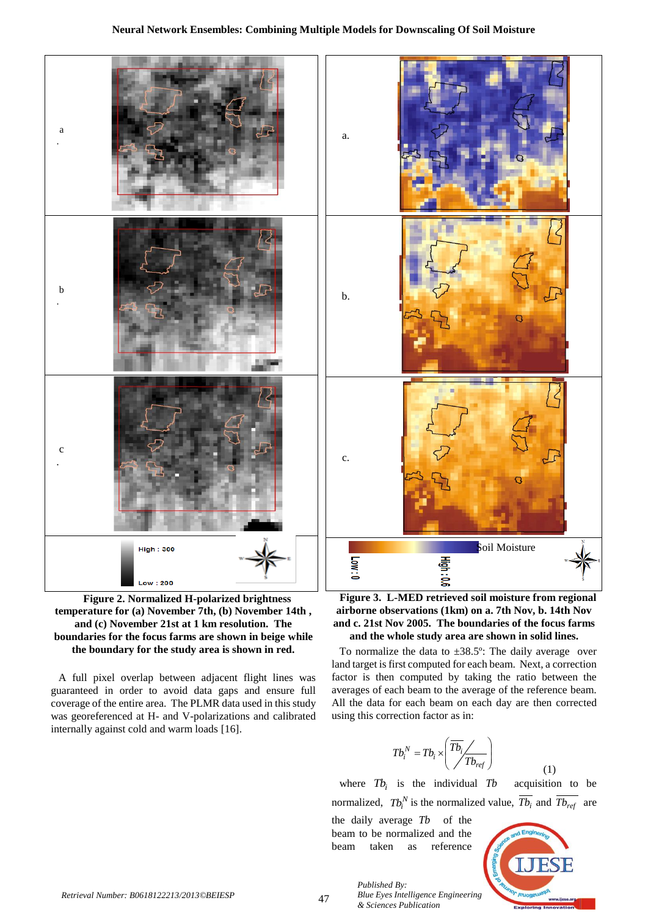**Figure 2. Normalized H-polarized brightness temperature for (a) November 7th, (b) November 14th , and (c) November 21st at 1 km resolution. The boundaries for the focus farms are shown in beige while the boundary for the study area is shown in red.**

A full pixel overlap between adjacent flight lines was guaranteed in order to avoid data gaps and ensure full coverage of the entire area. The PLMR data used in this study was georeferenced at H- and V-polarizations and calibrated internally against cold and warm loads [16].

**Figure 3. L-MED retrieved soil moisture from regional airborne observations (1km) on a. 7th Nov, b. 14th Nov and c. 21st Nov 2005. The boundaries of the focus farms and the whole study area are shown in solid lines.**

To normalize the data to ±38.5º: The daily average over land target is first computed for each beam. Next, a correction factor is then computed by taking the ratio between the averages of each beam to the average of the reference beam. All the data for each beam on each day are then corrected using this correction factor as in:

$$Tb_i^N = Tb_i \times \left( \overline{Tb_i} \big/ \overline{Tb_{ref}} \right) \tag{1}$$

where $Tb_i$ is the individual $Tb$ acquisition to be normalized, $Tb_i^N$ is the normalized value, $\overline{Tb_i}$ and $\overline{Tb_{ref}}$ are the daily average $Tb$ of the beam to be normalized and the beam taken as reference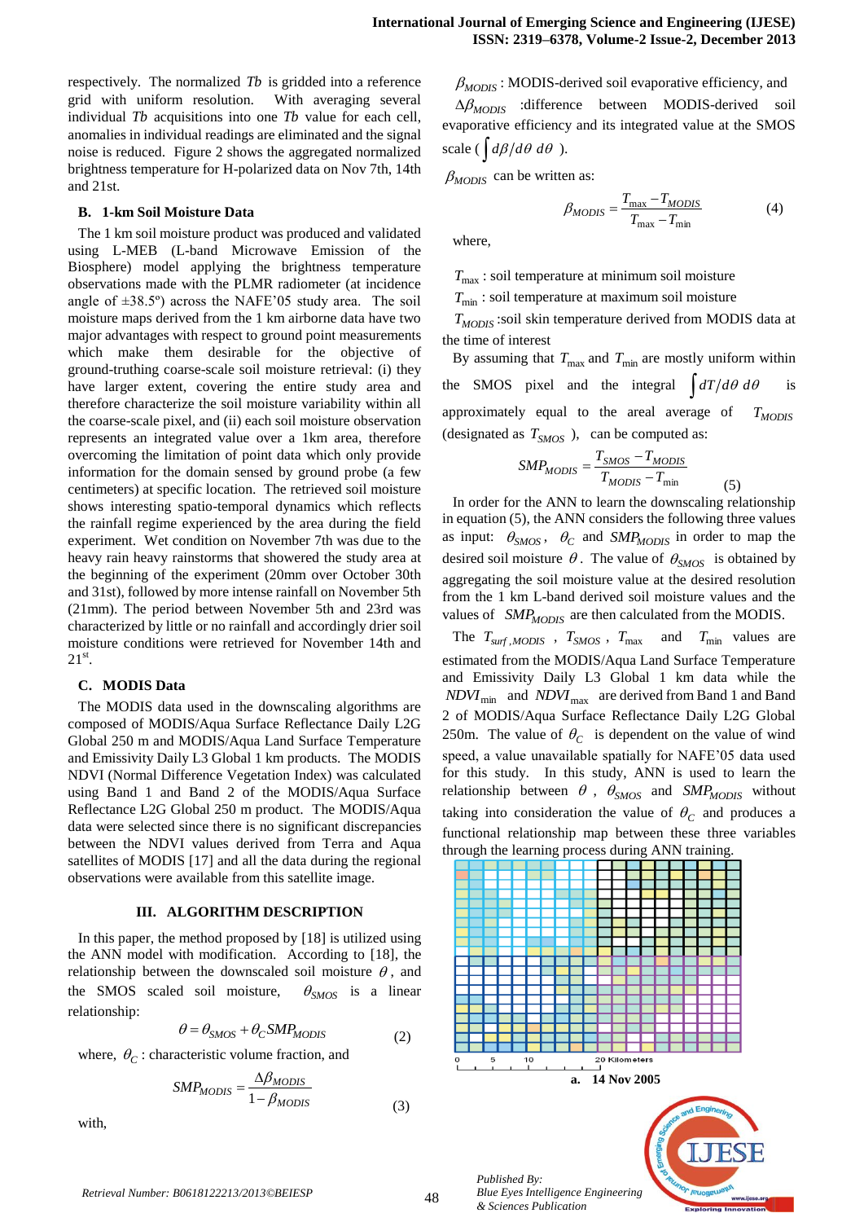respectively. The normalized *Tb* is gridded into a reference grid with uniform resolution. With averaging several individual *Tb* acquisitions into one *Tb* value for each cell, anomalies in individual readings are eliminated and the signal noise is reduced. Figure 2 shows the aggregated normalized brightness temperature for H-polarized data on Nov 7th, 14th and 21st.

### B. 1-km Soil Moisture Data

The 1 km soil moisture product was produced and validated using L-MEB (L-band Microwave Emission of the Biosphere) model applying the brightness temperature observations made with the PLMR radiometer (at incidence angle of ±38.5º) across the NAFE'05 study area. The soil moisture maps derived from the 1 km airborne data have two major advantages with respect to ground point measurements which make them desirable for the objective of ground-truthing coarse-scale soil moisture retrieval: (i) they have larger extent, covering the entire study area and therefore characterize the soil moisture variability within all the coarse-scale pixel, and (ii) each soil moisture observation represents an integrated value over a 1km area, therefore overcoming the limitation of point data which only provide information for the domain sensed by ground probe (a few centimeters) at specific location. The retrieved soil moisture shows interesting spatio-temporal dynamics which reflects the rainfall regime experienced by the area during the field experiment. Wet condition on November 7th was due to the heavy rain heavy rainstorms that showered the study area at the beginning of the experiment (20mm over October 30th and 31st), followed by more intense rainfall on November 5th (21mm). The period between November 5th and 23rd was characterized by little or no rainfall and accordingly drier soil moisture conditions were retrieved for November 14th and 21st.

### C. MODIS Data

The MODIS data used in the downscaling algorithms are composed of MODIS/Aqua Surface Reflectance Daily L2G Global 250 m and MODIS/Aqua Land Surface Temperature and Emissivity Daily L3 Global 1 km products. The MODIS NDVI (Normal Difference Vegetation Index) was calculated using Band 1 and Band 2 of the MODIS/Aqua Surface Reflectance L2G Global 250 m product. The MODIS/Aqua data were selected since there is no significant discrepancies between the NDVI values derived from Terra and Aqua satellites of MODIS [17] and all the data during the regional observations were available from this satellite image.

## III. ALGORITHM DESCRIPTION

In this paper, the method proposed by [18] is utilized using the ANN model with modification. According to [18], the relationship between the downscaled soil moisture $\theta$, and the SMOS scaled soil moisture, $\theta_{SMOS}$ is a linear relationship:

$$\theta = \theta_{SMOS} + \theta_C SMP_{MODIS} \tag{2}$$

where, $\theta_C$ : characteristic volume fraction, and

$$SMP_{MODIS} = \frac{\Delta\beta_{MODIS}}{1-\beta_{MODIS}} \tag{3}$$

with,

$\beta_{MODIS}$ : MODIS-derived soil evaporative efficiency, and

$\Delta\beta_{MODIS}$ :difference between MODIS-derived soil evaporative efficiency and its integrated value at the SMOS scale ( $\int d\beta/d\theta \, d\theta$ ).

$\beta_{MODIS}$ can be written as:

$$\beta_{MODIS} = \frac{T_{\max} - T_{MODIS}}{T_{\max} - T_{\min}} \tag{4}$$

where,

$T_{\max}$ : soil temperature at minimum soil moisture

$T_{\min}$ : soil temperature at maximum soil moisture

$T_{MODIS}$ :soil skin temperature derived from MODIS data at the time of interest

By assuming that $T_{\max}$ and $T_{\min}$ are mostly uniform within the SMOS pixel and the integral $\int dT/d\theta \, d\theta$ is approximately equal to the areal average of $T_{MODIS}$ (designated as $T_{SMOS}$ ), can be computed as:

$$SMP_{MODIS} = \frac{T_{SMOS} - T_{MODIS}}{T_{MODIS} - T_{\min}} \tag{5}$$

In order for the ANN to learn the downscaling relationship in equation (5), the ANN considers the following three values as input: $\theta_{SMOS}$, $\theta_C$ and $SMP_{MODIS}$ in order to map the desired soil moisture $\theta$. The value of $\theta_{SMOS}$ is obtained by aggregating the soil moisture value at the desired resolution from the 1 km L-band derived soil moisture values and the values of $SMP_{MODIS}$ are then calculated from the MODIS.

The $T_{surf,MODIS}$ , $T_{SMOS}$ , $T_{\max}$ and $T_{\min}$ values are estimated from the MODIS/Aqua Land Surface Temperature and Emissivity Daily L3 Global 1 km data while the $NDVI_{\min}$ and $NDVI_{\max}$ are derived from Band 1 and Band 2 of MODIS/Aqua Surface Reflectance Daily L2G Global 250m. The value of $\theta_C$ is dependent on the value of wind speed, a value unavailable spatially for NAFE'05 data used for this study. In this study, ANN is used to learn the relationship between $\theta$ , $\theta_{SMOS}$ and $SMP_{MODIS}$ without taking into consideration the value of $\theta_C$ and produces a functional relationship map between these three variables through the learning process during ANN training.

a. 14 Nov 2005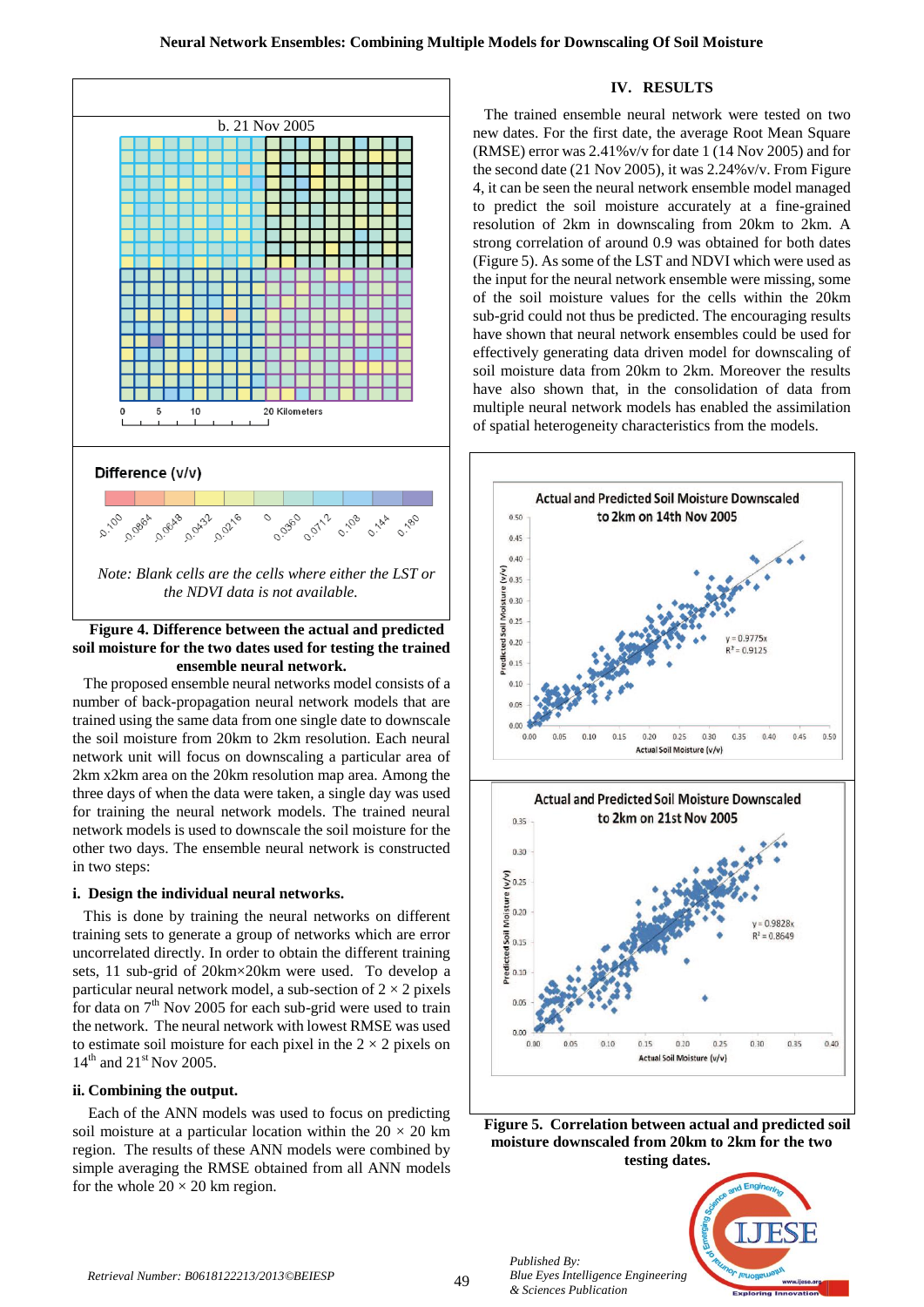**Figure 4. Difference between the actual and predicted soil moisture for the two dates used for testing the trained ensemble neural network.**

*Note: Blank cells are the cells where either the LST or the NDVI data is not available.*

The proposed ensemble neural networks model consists of a number of back-propagation neural network models that are trained using the same data from one single date to downscale the soil moisture from 20km to 2km resolution. Each neural network unit will focus on downscaling a particular area of 2km x2km area on the 20km resolution map area. Among the three days of when the data were taken, a single day was used for training the neural network models. The trained neural network models is used to downscale the soil moisture for the other two days. The ensemble neural network is constructed in two steps:

### i. Design the individual neural networks.

This is done by training the neural networks on different training sets to generate a group of networks which are error uncorrelated directly. In order to obtain the different training sets, 11 sub-grid of 20km×20km were used. To develop a particular neural network model, a sub-section of $2 \times 2$ pixels for data on 7[th] Nov 2005 for each sub-grid were used to train the network. The neural network with lowest RMSE was used to estimate soil moisture for each pixel in the $2 \times 2$ pixels on 14[th] and 21[st] Nov 2005.

### ii. Combining the output.

Each of the ANN models was used to focus on predicting soil moisture at a particular location within the $20 \times 20$ km region. The results of these ANN models were combined by simple averaging the RMSE obtained from all ANN models for the whole $20 \times 20$ km region.

## IV. RESULTS

The trained ensemble neural network were tested on two new dates. For the first date, the average Root Mean Square (RMSE) error was 2.41%v/v for date 1 (14 Nov 2005) and for the second date (21 Nov 2005), it was 2.24%v/v. From Figure 4, it can be seen the neural network ensemble model managed to predict the soil moisture accurately at a fine-grained resolution of 2km in downscaling from 20km to 2km. A strong correlation of around 0.9 was obtained for both dates (Figure 5). As some of the LST and NDVI which were used as the input for the neural network ensemble were missing, some of the soil moisture values for the cells within the 20km sub-grid could not thus be predicted. The encouraging results have shown that neural network ensembles could be used for effectively generating data driven model for downscaling of soil moisture data from 20km to 2km. Moreover the results have also shown that, in the consolidation of data from multiple neural network models has enabled the assimilation of spatial heterogeneity characteristics from the models.

**Figure 5. Correlation between actual and predicted soil moisture downscaled from 20km to 2km for the two testing dates.**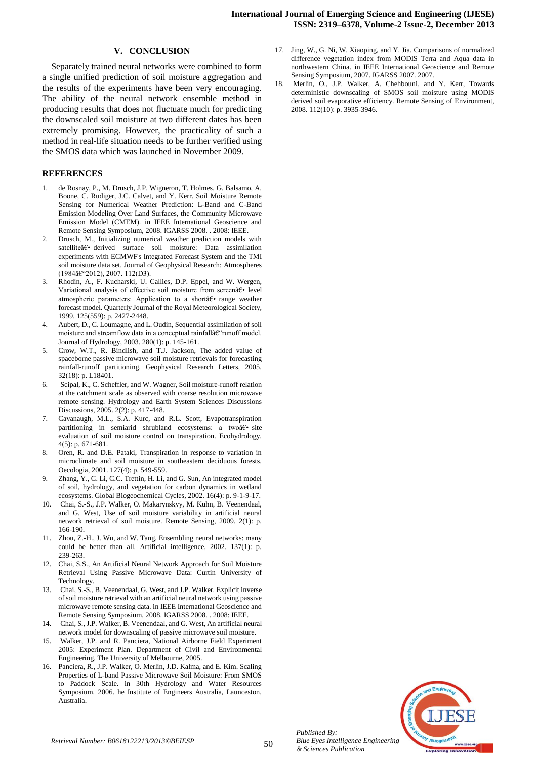## V. CONCLUSION

Separately trained neural networks were combined to form a single unified prediction of soil moisture aggregation and the results of the experiments have been very encouraging. The ability of the neural network ensemble method in producing results that does not fluctuate much for predicting the downscaled soil moisture at two different dates has been extremely promising. However, the practicality of such a method in real-life situation needs to be further verified using the SMOS data which was launched in November 2009.

## REFERENCES

1. de Rosnay, P., M. Drusch, J.P. Wigneron, T. Holmes, G. Balsamo, A. Boone, C. Rudiger, J.C. Calvet, and Y. Kerr. Soil Moisture Remote Sensing for Numerical Weather Prediction: L-Band and C-Band Emission Modeling Over Land Surfaces, the Community Microwave Emission Model (CMEM). in IEEE International Geoscience and Remote Sensing Symposium, 2008. IGARSS 2008. . 2008: IEEE.
2. Drusch, M., Initializing numerical weather prediction models with satelliteâ€• derived surface soil moisture: Data assimilation experiments with ECMWF's Integrated Forecast System and the TMI soil moisture data set. Journal of Geophysical Research: Atmospheres (1984â€"2012), 2007. 112(D3).
3. Rhodin, A., F. Kucharski, U. Callies, D.P. Eppel, and W. Wergen, Variational analysis of effective soil moisture from screenâ€• level atmospheric parameters: Application to a shortâ€• range weather forecast model. Quarterly Journal of the Royal Meteorological Society, 1999. 125(559): p. 2427-2448.
4. Aubert, D., C. Loumagne, and L. Oudin, Sequential assimilation of soil moisture and streamflow data in a conceptual rainfallâ€"runoff model. Journal of Hydrology, 2003. 280(1): p. 145-161.
5. Crow, W.T., R. Bindlish, and T.J. Jackson, The added value of spaceborne passive microwave soil moisture retrievals for forecasting rainfall-runoff partitioning. Geophysical Research Letters, 2005. 32(18): p. L18401.
6. Scipal, K., C. Scheffler, and W. Wagner, Soil moisture-runoff relation at the catchment scale as observed with coarse resolution microwave remote sensing. Hydrology and Earth System Sciences Discussions, 2005. 2(2): p. 417-448.
7. Cavanaugh, M.L., S.A. Kurc, and R.L. Scott, Evapotranspiration partitioning in semiarid shrubland ecosystems: a twoâ€• site evaluation of soil moisture control on transpiration. Ecohydrology. 4(5): p. 671-681.
8. Oren, R. and D.E. Pataki, Transpiration in response to variation in microclimate and soil moisture in southeastern deciduous forests. Oecologia, 2001. 127(4): p. 549-559.
9. Zhang, Y., C. Li, C.C. Trettin, H. Li, and G. Sun, An integrated model of soil, hydrology, and vegetation for carbon dynamics in wetland ecosystems. Global Biogeochemical Cycles, 2002. 16(4): p. 9-1-9-17.
10. Chai, S.-S., J.P. Walker, O. Makarynskyy, M. Kuhn, B. Veenendaal, and G. West, Use of soil moisture variability in artificial neural network retrieval of soil moisture. Remote Sensing, 2009. 2(1): p. 166-190.
11. Zhou, Z.-H., J. Wu, and W. Tang, Ensembling neural networks: many could be better than all. Artificial intelligence, 2002. 137(1): p. 239-263.
12. Chai, S.S., An Artificial Neural Network Approach for Soil Moisture Retrieval Using Passive Microwave Data: Curtin University of Technology.
13. Chai, S.-S., B. Veenendaal, G. West, and J.P. Walker. Explicit inverse of soil moisture retrieval with an artificial neural network using passive microwave remote sensing data. in IEEE International Geoscience and Remote Sensing Symposium, 2008. IGARSS 2008. . 2008: IEEE.
14. Chai, S., J.P. Walker, B. Veenendaal, and G. West, An artificial neural network model for downscaling of passive microwave soil moisture.
15. Walker, J.P. and R. Panciera, National Airborne Field Experiment 2005: Experiment Plan. Department of Civil and Environmental Engineering, The University of Melbourne, 2005.
16. Panciera, R., J.P. Walker, O. Merlin, J.D. Kalma, and E. Kim. Scaling Properties of L-band Passive Microwave Soil Moisture: From SMOS to Paddock Scale. in 30th Hydrology and Water Resources Symposium. 2006. he Institute of Engineers Australia, Launceston, Australia.
17. Jing, W., G. Ni, W. Xiaoping, and Y. Jia. Comparisons of normalized difference vegetation index from MODIS Terra and Aqua data in northwestern China. in IEEE International Geoscience and Remote Sensing Symposium, 2007. IGARSS 2007. 2007.
18. Merlin, O., J.P. Walker, A. Chehbouni, and Y. Kerr, Towards deterministic downscaling of SMOS soil moisture using MODIS derived soil evaporative efficiency. Remote Sensing of Environment, 2008. 112(10): p. 3935-3946.